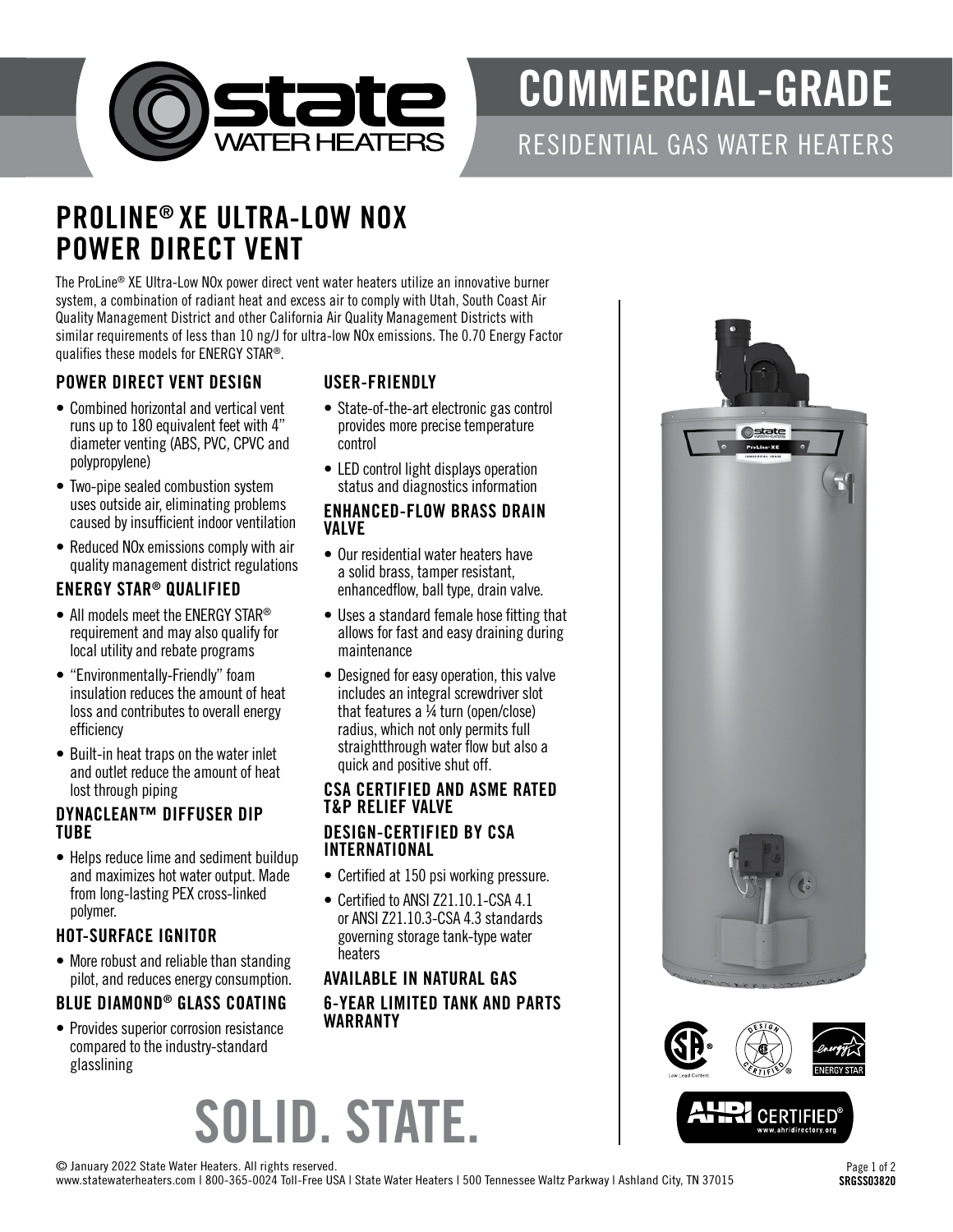# COMMERCIAL-GRADE

## RESIDENTIAL GAS WATER HEATERS

## PROLINE® XE ULTRA-LOW NOX POWER DIRECT VENT

The ProLine® XE Ultra-Low NOx power direct vent water heaters utilize an innovative burner system, a combination of radiant heat and excess air to comply with Utah, South Coast Air Quality Management District and other California Air Quality Management Districts with similar requirements of less than 10 ng/J for ultra-low NOx emissions. The 0.70 Energy Factor qualifies these models for ENERGY STAR®.

### POWER DIRECT VENT DESIGN

- Combined horizontal and vertical vent runs up to 180 equivalent feet with 4" diameter venting (ABS, PVC, CPVC and polypropylene)
- Two-pipe sealed combustion system uses outside air, eliminating problems caused by insufficient indoor ventilation
- Reduced NOx emissions comply with air quality management district regulations

### ENERGY STAR® QUALIFIED

- All models meet the ENERGY STAR® requirement and may also qualify for local utility and rebate programs
- "Environmentally-Friendly" foam insulation reduces the amount of heat loss and contributes to overall energy efficiency
- Built-in heat traps on the water inlet and outlet reduce the amount of heat lost through piping

### DYNACLEAN™ DIFFUSER DIP TUBE

- Helps reduce lime and sediment buildup and maximizes hot water output. Made from long-lasting PEX cross-linked polymer.

### HOT-SURFACE IGNITOR

- More robust and reliable than standing pilot, and reduces energy consumption.

### BLUE DIAMOND® GLASS COATING

- Provides superior corrosion resistance compared to the industry-standard glasslining

### USER-FRIENDLY

- State-of-the-art electronic gas control provides more precise temperature control
- LED control light displays operation status and diagnostics information

### ENHANCED-FLOW BRASS DRAIN VALVE

- Our residential water heaters have a solid brass, tamper resistant, enhancedflow, ball type, drain valve.
- Uses a standard female hose fitting that allows for fast and easy draining during maintenance
- Designed for easy operation, this valve includes an integral screwdriver slot that features a ¼ turn (open/close) radius, which not only permits full straightthrough water flow but also a quick and positive shut off.

### CSA CERTIFIED AND ASME RATED T&P RELIEF VALVE

### DESIGN-CERTIFIED BY CSA INTERNATIONAL

- Certified at 150 psi working pressure.
- Certified to ANSI Z21.10.1-CSA 4.1 or ANSI Z21.10.3-CSA 4.3 standards governing storage tank-type water heaters

### AVAILABLE IN NATURAL GAS

### 6-YEAR LIMITED TANK AND PARTS WARRANTY

# SOLID. STATE.

© January 2022 State Water Heaters. All rights reserved.
www.statewaterheaters.com | 800-365-0024 Toll-Free USA | State Water Heaters | 500 Tennessee Waltz Parkway | Ashland City, TN 37015

SRGSS03820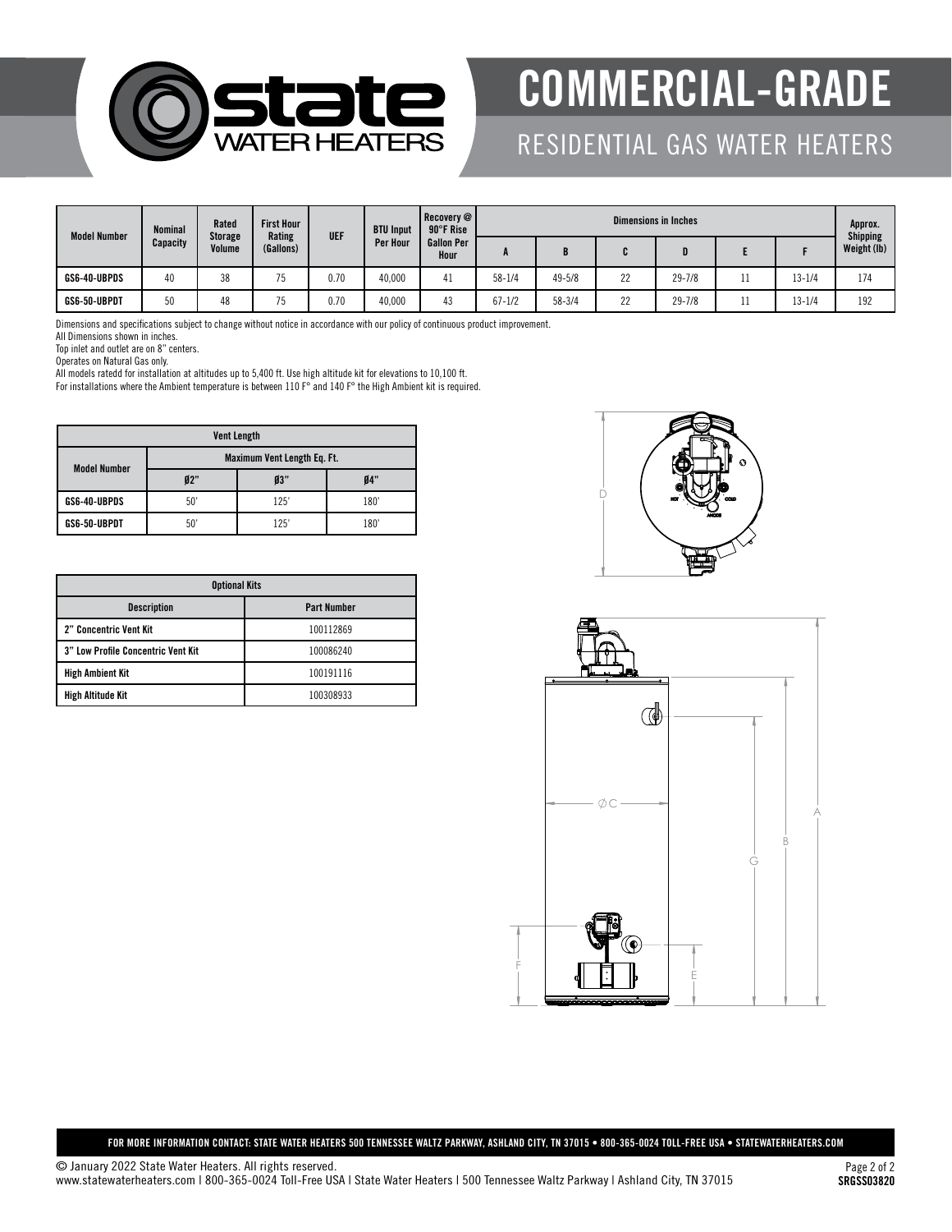# COMMERCIAL-GRADE

## RESIDENTIAL GAS WATER HEATERS

| Model Number | Nominal Capacity | Rated Storage Volume | First Hour Rating (Gallons) | UEF | BTU Input Per Hour | Recovery @ 90°F Rise Gallon Per Hour | Dimensions in Inches | | | | | | Approx. Shipping Weight (lb) |
|---|---|---|---|---|---|---|---|---|---|---|---|---|---|
| | | | | | | | A | B | C | D | E | F | |
| GS6-40-UBPDS | 40 | 38 | 75 | 0.70 | 40,000 | 41 | 58-1/4 | 49-5/8 | 22 | 29-7/8 | 11 | 13-1/4 | 174 |
| GS6-50-UBPDT | 50 | 48 | 75 | 0.70 | 40,000 | 43 | 67-1/2 | 58-3/4 | 22 | 29-7/8 | 11 | 13-1/4 | 192 |

Dimensions and specifications subject to change without notice in accordance with our policy of continuous product improvement.
All Dimensions shown in inches.
Top inlet and outlet are on 8" centers.
Operates on Natural Gas only.
All models ratedd for installation at altitudes up to 5,400 ft. Use high altitude kit for elevations to 10,100 ft.
For installations where the Ambient temperature is between 110 F° and 140 F° the High Ambient kit is required.

| Vent Length | | | |
|---|---|---|---|
| Model Number | Maximum Vent Length Eq. Ft. | | |
| | Ø2" | Ø3" | Ø4" |
| GS6-40-UBPDS | 50' | 125' | 180' |
| GS6-50-UBPDT | 50' | 125' | 180' |

| Optional Kits | |
|---|---|
| Description | Part Number |
| 2" Concentric Vent Kit | 100112869 |
| 3" Low Profile Concentric Vent Kit | 100086240 |
| High Ambient Kit | 100191116 |
| High Altitude Kit | 100308933 |

D

HOT COLD ANODE

ØC

A

B

G

F

E

FOR MORE INFORMATION CONTACT: STATE WATER HEATERS 500 TENNESSEE WALTZ PARKWAY, ASHLAND CITY, TN 37015 • 800-365-0024 TOLL-FREE USA • STATEWATERHEATERS.COM

© January 2022 State Water Heaters. All rights reserved.
www.statewaterheaters.com | 800-365-0024 Toll-Free USA | State Water Heaters | 500 Tennessee Waltz Parkway | Ashland City, TN 37015

SRGSS03820